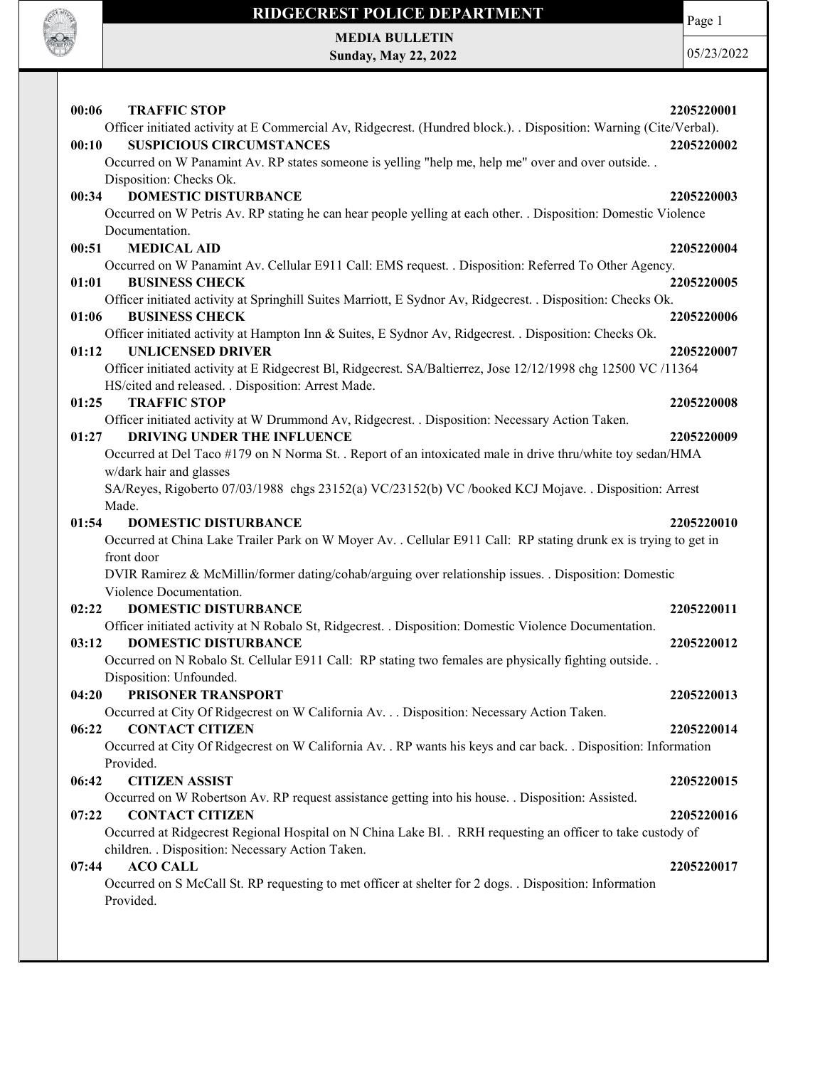# RIDGECREST POLICE DEPARTMENT

**MEDIA BULLETIN**
**Sunday, May 22, 2022**

05/23/2022

**00:06 TRAFFIC STOP** **2205220001**
Officer initiated activity at E Commercial Av, Ridgecrest. (Hundred block.). . Disposition: Warning (Cite/Verbal).

**00:10 SUSPICIOUS CIRCUMSTANCES** **2205220002**
Occurred on W Panamint Av. RP states someone is yelling "help me, help me" over and over outside. . Disposition: Checks Ok.

**00:34 DOMESTIC DISTURBANCE** **2205220003**
Occurred on W Petris Av. RP stating he can hear people yelling at each other. . Disposition: Domestic Violence Documentation.

**00:51 MEDICAL AID** **2205220004**
Occurred on W Panamint Av. Cellular E911 Call: EMS request. . Disposition: Referred To Other Agency.

**01:01 BUSINESS CHECK** **2205220005**
Officer initiated activity at Springhill Suites Marriott, E Sydnor Av, Ridgecrest. . Disposition: Checks Ok.

**01:06 BUSINESS CHECK** **2205220006**
Officer initiated activity at Hampton Inn & Suites, E Sydnor Av, Ridgecrest. . Disposition: Checks Ok.

**01:12 UNLICENSED DRIVER** **2205220007**
Officer initiated activity at E Ridgecrest Bl, Ridgecrest. SA/Baltierrez, Jose 12/12/1998 chg 12500 VC /11364 HS/cited and released. . Disposition: Arrest Made.

**01:25 TRAFFIC STOP** **2205220008**
Officer initiated activity at W Drummond Av, Ridgecrest. . Disposition: Necessary Action Taken.

**01:27 DRIVING UNDER THE INFLUENCE** **2205220009**
Occurred at Del Taco #179 on N Norma St. . Report of an intoxicated male in drive thru/white toy sedan/HMA w/dark hair and glasses
SA/Reyes, Rigoberto 07/03/1988 chgs 23152(a) VC/23152(b) VC /booked KCJ Mojave. . Disposition: Arrest Made.

**01:54 DOMESTIC DISTURBANCE** **2205220010**
Occurred at China Lake Trailer Park on W Moyer Av. . Cellular E911 Call: RP stating drunk ex is trying to get in front door
DVIR Ramirez & McMillin/former dating/cohab/arguing over relationship issues. . Disposition: Domestic Violence Documentation.

**02:22 DOMESTIC DISTURBANCE** **2205220011**
Officer initiated activity at N Robalo St, Ridgecrest. . Disposition: Domestic Violence Documentation.

**03:12 DOMESTIC DISTURBANCE** **2205220012**
Occurred on N Robalo St. Cellular E911 Call: RP stating two females are physically fighting outside. . Disposition: Unfounded.

**04:20 PRISONER TRANSPORT** **2205220013**
Occurred at City Of Ridgecrest on W California Av. . . Disposition: Necessary Action Taken.

**06:22 CONTACT CITIZEN** **2205220014**
Occurred at City Of Ridgecrest on W California Av. . RP wants his keys and car back. . Disposition: Information Provided.

**06:42 CITIZEN ASSIST** **2205220015**
Occurred on W Robertson Av. RP request assistance getting into his house. . Disposition: Assisted.

**07:22 CONTACT CITIZEN** **2205220016**
Occurred at Ridgecrest Regional Hospital on N China Lake Bl. . RRH requesting an officer to take custody of children. . Disposition: Necessary Action Taken.

**07:44 ACO CALL** **2205220017**
Occurred on S McCall St. RP requesting to met officer at shelter for 2 dogs. . Disposition: Information Provided.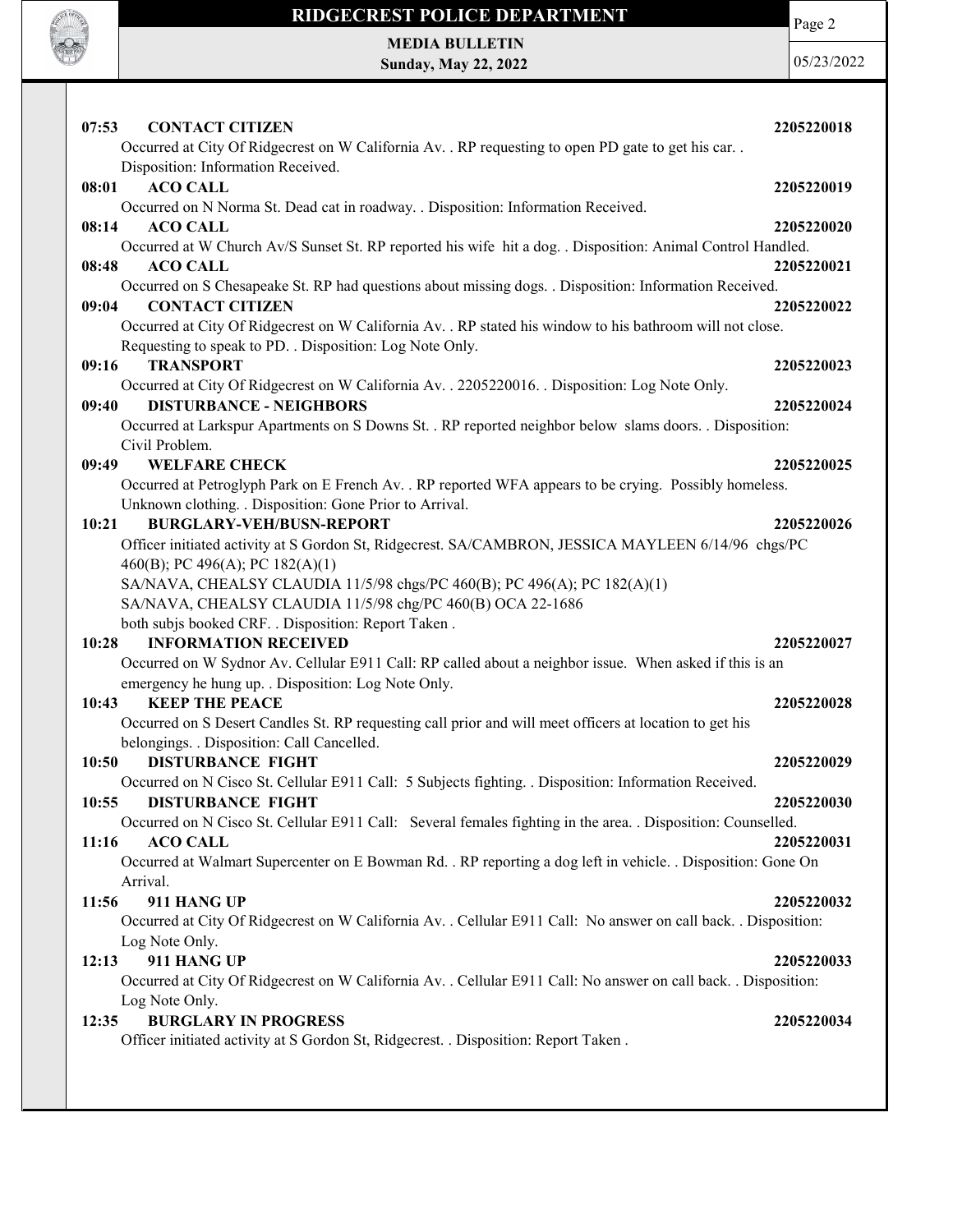**07:53 CONTACT CITIZEN** 2205220018

Occurred at City Of Ridgecrest on W California Av. . RP requesting to open PD gate to get his car. . Disposition: Information Received.

**08:01 ACO CALL** 2205220019

Occurred on N Norma St. Dead cat in roadway. . Disposition: Information Received.

**08:14 ACO CALL** 2205220020

Occurred at W Church Av/S Sunset St. RP reported his wife hit a dog. . Disposition: Animal Control Handled.

**08:48 ACO CALL** 2205220021

Occurred on S Chesapeake St. RP had questions about missing dogs. . Disposition: Information Received.

**09:04 CONTACT CITIZEN** 2205220022

Occurred at City Of Ridgecrest on W California Av. . RP stated his window to his bathroom will not close. Requesting to speak to PD. . Disposition: Log Note Only.

**09:16 TRANSPORT** 2205220023

Occurred at City Of Ridgecrest on W California Av. . 2205220016. . Disposition: Log Note Only.

**09:40 DISTURBANCE - NEIGHBORS** 2205220024

Occurred at Larkspur Apartments on S Downs St. . RP reported neighbor below slams doors. . Disposition: Civil Problem.

**09:49 WELFARE CHECK** 2205220025

Occurred at Petroglyph Park on E French Av. . RP reported WFA appears to be crying. Possibly homeless. Unknown clothing. . Disposition: Gone Prior to Arrival.

**10:21 BURGLARY-VEH/BUSN-REPORT** 2205220026

Officer initiated activity at S Gordon St, Ridgecrest. SA/CAMBRON, JESSICA MAYLEEN 6/14/96 chgs/PC 460(B); PC 496(A); PC 182(A)(1)
SA/NAVA, CHEALSY CLAUDIA 11/5/98 chgs/PC 460(B); PC 496(A); PC 182(A)(1)
SA/NAVA, CHEALSY CLAUDIA 11/5/98 chg/PC 460(B) OCA 22-1686
both subjs booked CRF. . Disposition: Report Taken .

**10:28 INFORMATION RECEIVED** 2205220027

Occurred on W Sydnor Av. Cellular E911 Call: RP called about a neighbor issue. When asked if this is an emergency he hung up. . Disposition: Log Note Only.

**10:43 KEEP THE PEACE** 2205220028

Occurred on S Desert Candles St. RP requesting call prior and will meet officers at location to get his belongings. . Disposition: Call Cancelled.

**10:50 DISTURBANCE FIGHT** 2205220029

Occurred on N Cisco St. Cellular E911 Call: 5 Subjects fighting. . Disposition: Information Received.

**10:55 DISTURBANCE FIGHT** 2205220030

Occurred on N Cisco St. Cellular E911 Call: Several females fighting in the area. . Disposition: Counselled.

**11:16 ACO CALL** 2205220031

Occurred at Walmart Supercenter on E Bowman Rd. . RP reporting a dog left in vehicle. . Disposition: Gone On Arrival.

**11:56 911 HANG UP** 2205220032

Occurred at City Of Ridgecrest on W California Av. . Cellular E911 Call: No answer on call back. . Disposition: Log Note Only.

**12:13 911 HANG UP** 2205220033

Occurred at City Of Ridgecrest on W California Av. . Cellular E911 Call: No answer on call back. . Disposition: Log Note Only.

**12:35 BURGLARY IN PROGRESS** 2205220034

Officer initiated activity at S Gordon St, Ridgecrest. . Disposition: Report Taken .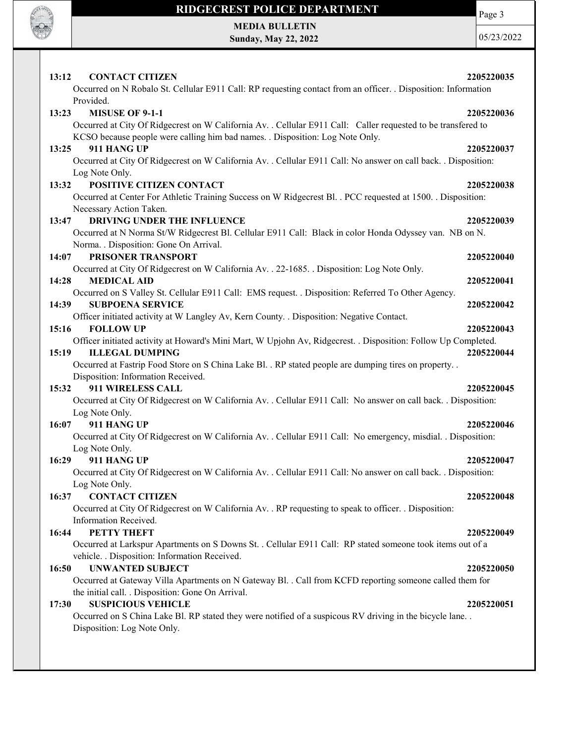**13:12 CONTACT CITIZEN** **2205220035**

Occurred on N Robalo St. Cellular E911 Call: RP requesting contact from an officer. . Disposition: Information Provided.

**13:23 MISUSE OF 9-1-1** **2205220036**

Occurred at City Of Ridgecrest on W California Av. . Cellular E911 Call: Caller requested to be transfered to KCSO because people were calling him bad names. . Disposition: Log Note Only.

**13:25 911 HANG UP** **2205220037**

Occurred at City Of Ridgecrest on W California Av. . Cellular E911 Call: No answer on call back. . Disposition: Log Note Only.

**13:32 POSITIVE CITIZEN CONTACT** **2205220038**

Occurred at Center For Athletic Training Success on W Ridgecrest Bl. . PCC requested at 1500. . Disposition: Necessary Action Taken.

**13:47 DRIVING UNDER THE INFLUENCE** **2205220039**

Occurred at N Norma St/W Ridgecrest Bl. Cellular E911 Call: Black in color Honda Odyssey van. NB on N. Norma. . Disposition: Gone On Arrival.

**14:07 PRISONER TRANSPORT** **2205220040**

Occurred at City Of Ridgecrest on W California Av. . 22-1685. . Disposition: Log Note Only.

**14:28 MEDICAL AID** **2205220041**

Occurred on S Valley St. Cellular E911 Call: EMS request. . Disposition: Referred To Other Agency.

**14:39 SUBPOENA SERVICE** **2205220042**

Officer initiated activity at W Langley Av, Kern County. . Disposition: Negative Contact.

**15:16 FOLLOW UP** **2205220043**

Officer initiated activity at Howard's Mini Mart, W Upjohn Av, Ridgecrest. . Disposition: Follow Up Completed.

**15:19 ILLEGAL DUMPING** **2205220044**

Occurred at Fastrip Food Store on S China Lake Bl. . RP stated people are dumping tires on property. . Disposition: Information Received.

**15:32 911 WIRELESS CALL** **2205220045**

Occurred at City Of Ridgecrest on W California Av. . Cellular E911 Call: No answer on call back. . Disposition: Log Note Only.

**16:07 911 HANG UP** **2205220046**

Occurred at City Of Ridgecrest on W California Av. . Cellular E911 Call: No emergency, misdial. . Disposition: Log Note Only.

**16:29 911 HANG UP** **2205220047**

Occurred at City Of Ridgecrest on W California Av. . Cellular E911 Call: No answer on call back. . Disposition: Log Note Only.

**16:37 CONTACT CITIZEN** **2205220048**

Occurred at City Of Ridgecrest on W California Av. . RP requesting to speak to officer. . Disposition: Information Received.

**16:44 PETTY THEFT** **2205220049**

Occurred at Larkspur Apartments on S Downs St. . Cellular E911 Call: RP stated someone took items out of a vehicle. . Disposition: Information Received.

**16:50 UNWANTED SUBJECT** **2205220050**

Occurred at Gateway Villa Apartments on N Gateway Bl. . Call from KCFD reporting someone called them for the initial call. . Disposition: Gone On Arrival.

**17:30 SUSPICIOUS VEHICLE** **2205220051**

Occurred on S China Lake Bl. RP stated they were notified of a suspicous RV driving in the bicycle lane. . Disposition: Log Note Only.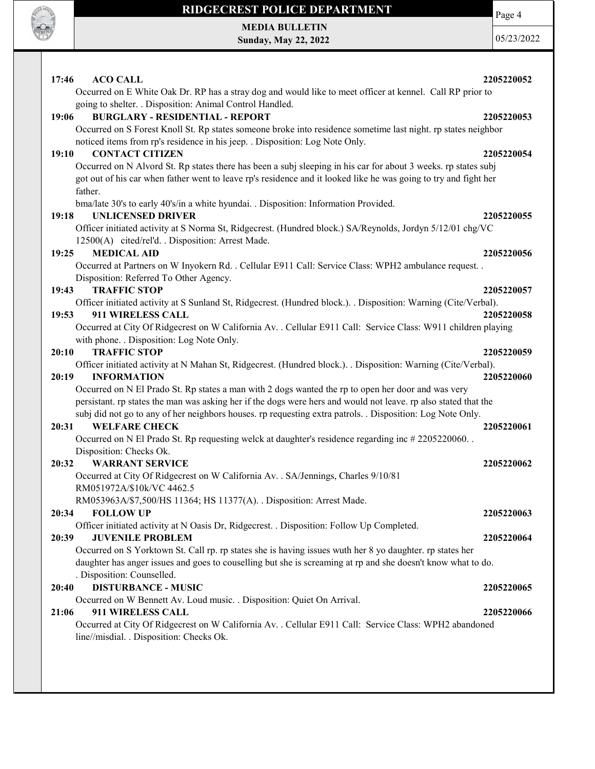**17:46 ACO CALL** **2205220052**

Occurred on E White Oak Dr. RP has a stray dog and would like to meet officer at kennel. Call RP prior to going to shelter. . Disposition: Animal Control Handled.

**19:06 BURGLARY - RESIDENTIAL - REPORT** **2205220053**

Occurred on S Forest Knoll St. Rp states someone broke into residence sometime last night. rp states neighbor noticed items from rp's residence in his jeep. . Disposition: Log Note Only.

**19:10 CONTACT CITIZEN** **2205220054**

Occurred on N Alvord St. Rp states there has been a subj sleeping in his car for about 3 weeks. rp states subj got out of his car when father went to leave rp's residence and it looked like he was going to try and fight her father.

bma/late 30's to early 40's/in a white hyundai. . Disposition: Information Provided.

**19:18 UNLICENSED DRIVER** **2205220055**

Officer initiated activity at S Norma St, Ridgecrest. (Hundred block.) SA/Reynolds, Jordyn 5/12/01 chg/VC 12500(A) cited/rel'd. . Disposition: Arrest Made.

**19:25 MEDICAL AID** **2205220056**

Occurred at Partners on W Inyokern Rd. . Cellular E911 Call: Service Class: WPH2 ambulance request. . Disposition: Referred To Other Agency.

**19:43 TRAFFIC STOP** **2205220057**

Officer initiated activity at S Sunland St, Ridgecrest. (Hundred block.). . Disposition: Warning (Cite/Verbal).

**19:53 911 WIRELESS CALL** **2205220058**

Occurred at City Of Ridgecrest on W California Av. . Cellular E911 Call: Service Class: W911 children playing with phone. . Disposition: Log Note Only.

**20:10 TRAFFIC STOP** **2205220059**

Officer initiated activity at N Mahan St, Ridgecrest. (Hundred block.). . Disposition: Warning (Cite/Verbal).

**20:19 INFORMATION** **2205220060**

Occurred on N El Prado St. Rp states a man with 2 dogs wanted the rp to open her door and was very persistant. rp states the man was asking her if the dogs were hers and would not leave. rp also stated that the subj did not go to any of her neighbors houses. rp requesting extra patrols. . Disposition: Log Note Only.

**20:31 WELFARE CHECK** **2205220061**

Occurred on N El Prado St. Rp requesting welck at daughter's residence regarding inc # 2205220060. . Disposition: Checks Ok.

**20:32 WARRANT SERVICE** **2205220062**

Occurred at City Of Ridgecrest on W California Av. . SA/Jennings, Charles 9/10/81
RM051972A/$10k/VC 4462.5
RM053963A/$7,500/HS 11364; HS 11377(A). . Disposition: Arrest Made.

**20:34 FOLLOW UP** **2205220063**

Officer initiated activity at N Oasis Dr, Ridgecrest. . Disposition: Follow Up Completed.

**20:39 JUVENILE PROBLEM** **2205220064**

Occurred on S Yorktown St. Call rp. rp states she is having issues wuth her 8 yo daughter. rp states her daughter has anger issues and goes to couselling but she is screaming at rp and she doesn't know what to do. . Disposition: Counselled.

**20:40 DISTURBANCE - MUSIC** **2205220065**

Occurred on W Bennett Av. Loud music. . Disposition: Quiet On Arrival.

**21:06 911 WIRELESS CALL** **2205220066**

Occurred at City Of Ridgecrest on W California Av. . Cellular E911 Call: Service Class: WPH2 abandoned line//misdial. . Disposition: Checks Ok.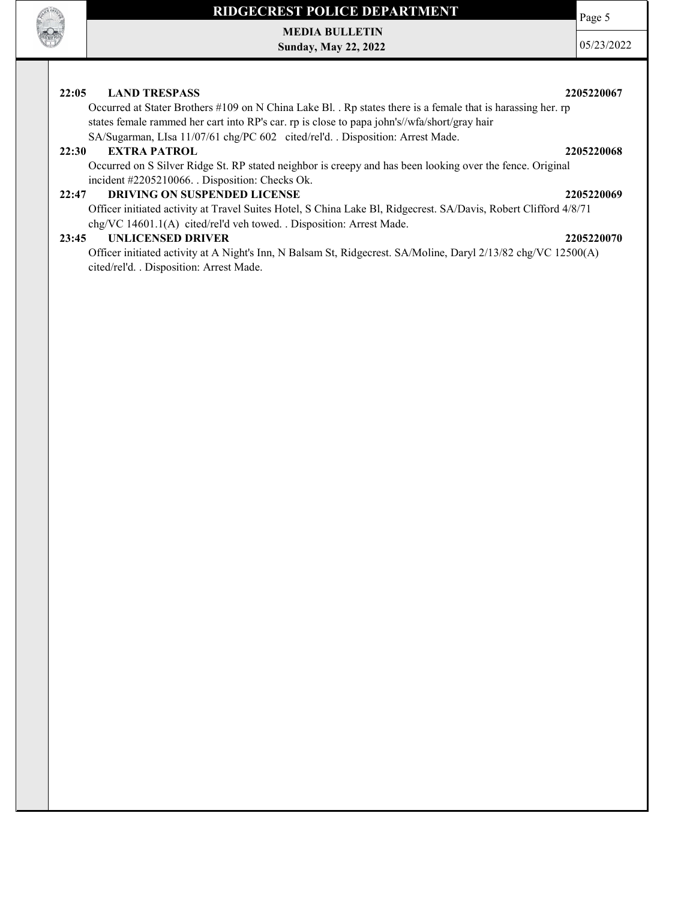**22:05 LAND TRESPASS 2205220067**

Occurred at Stater Brothers #109 on N China Lake Bl. . Rp states there is a female that is harassing her. rp states female rammed her cart into RP's car. rp is close to papa john's//wfa/short/gray hair SA/Sugarman, LIsa 11/07/61 chg/PC 602 cited/rel'd. . Disposition: Arrest Made.

**22:30 EXTRA PATROL 2205220068**

Occurred on S Silver Ridge St. RP stated neighbor is creepy and has been looking over the fence. Original incident #2205210066. . Disposition: Checks Ok.

**22:47 DRIVING ON SUSPENDED LICENSE 2205220069**

Officer initiated activity at Travel Suites Hotel, S China Lake Bl, Ridgecrest. SA/Davis, Robert Clifford 4/8/71 chg/VC 14601.1(A) cited/rel'd veh towed. . Disposition: Arrest Made.

**23:45 UNLICENSED DRIVER 2205220070**

Officer initiated activity at A Night's Inn, N Balsam St, Ridgecrest. SA/Moline, Daryl 2/13/82 chg/VC 12500(A) cited/rel'd. . Disposition: Arrest Made.